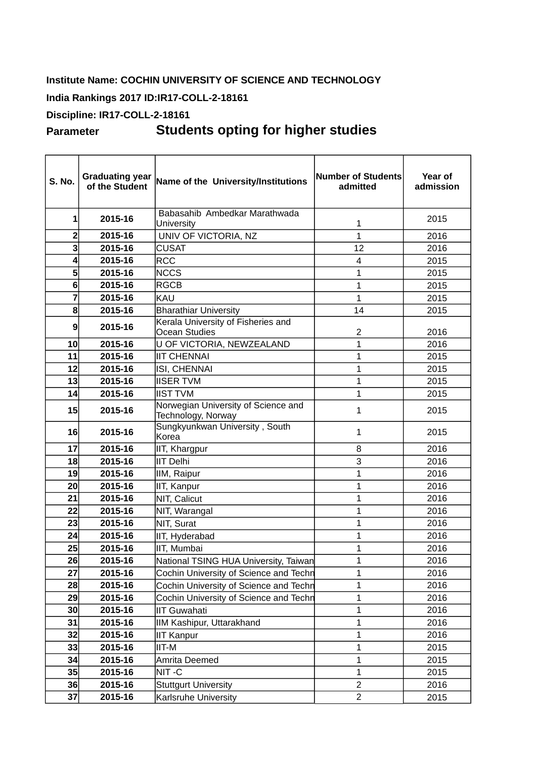**Institute Name: COCHIN UNIVERSITY OF SCIENCE AND TECHNOLOGY**

**India Rankings 2017 ID:IR17-COLL-2-18161**

**Discipline: IR17-COLL-2-18161**

**Parameter** **Students opting for higher studies**

| S. No. | Graduating year of the Student | Name of the University/Institutions | Number of Students admitted | Year of admission |
|---|---|---|---|---|
| 1 | 2015-16 | Babasahib Ambedkar Marathwada University | 1 | 2015 |
| 2 | 2015-16 | UNIV OF VICTORIA, NZ | 1 | 2016 |
| 3 | 2015-16 | CUSAT | 12 | 2016 |
| 4 | 2015-16 | RCC | 4 | 2015 |
| 5 | 2015-16 | NCCS | 1 | 2015 |
| 6 | 2015-16 | RGCB | 1 | 2015 |
| 7 | 2015-16 | KAU | 1 | 2015 |
| 8 | 2015-16 | Bharathiar University | 14 | 2015 |
| 9 | 2015-16 | Kerala University of Fisheries and Ocean Studies | 2 | 2016 |
| 10 | 2015-16 | U OF VICTORIA, NEWZEALAND | 1 | 2016 |
| 11 | 2015-16 | IIT CHENNAI | 1 | 2015 |
| 12 | 2015-16 | ISI, CHENNAI | 1 | 2015 |
| 13 | 2015-16 | IISER TVM | 1 | 2015 |
| 14 | 2015-16 | IIST TVM | 1 | 2015 |
| 15 | 2015-16 | Norwegian University of Science and Technology, Norway | 1 | 2015 |
| 16 | 2015-16 | Sungkyunkwan University , South Korea | 1 | 2015 |
| 17 | 2015-16 | IIT, Khargpur | 8 | 2016 |
| 18 | 2015-16 | IIT Delhi | 3 | 2016 |
| 19 | 2015-16 | IIM, Raipur | 1 | 2016 |
| 20 | 2015-16 | IIT, Kanpur | 1 | 2016 |
| 21 | 2015-16 | NIT, Calicut | 1 | 2016 |
| 22 | 2015-16 | NIT, Warangal | 1 | 2016 |
| 23 | 2015-16 | NIT, Surat | 1 | 2016 |
| 24 | 2015-16 | IIT, Hyderabad | 1 | 2016 |
| 25 | 2015-16 | IIT, Mumbai | 1 | 2016 |
| 26 | 2015-16 | National TSING HUA University, Taiwan | 1 | 2016 |
| 27 | 2015-16 | Cochin University of Science and Techn | 1 | 2016 |
| 28 | 2015-16 | Cochin University of Science and Techn | 1 | 2016 |
| 29 | 2015-16 | Cochin University of Science and Techn | 1 | 2016 |
| 30 | 2015-16 | IIT Guwahati | 1 | 2016 |
| 31 | 2015-16 | IIM Kashipur, Uttarakhand | 1 | 2016 |
| 32 | 2015-16 | IIT Kanpur | 1 | 2016 |
| 33 | 2015-16 | IIT-M | 1 | 2015 |
| 34 | 2015-16 | Amrita Deemed | 1 | 2015 |
| 35 | 2015-16 | NIT -C | 1 | 2015 |
| 36 | 2015-16 | Stuttgurt University | 2 | 2016 |
| 37 | 2015-16 | Karlsruhe University | 2 | 2015 |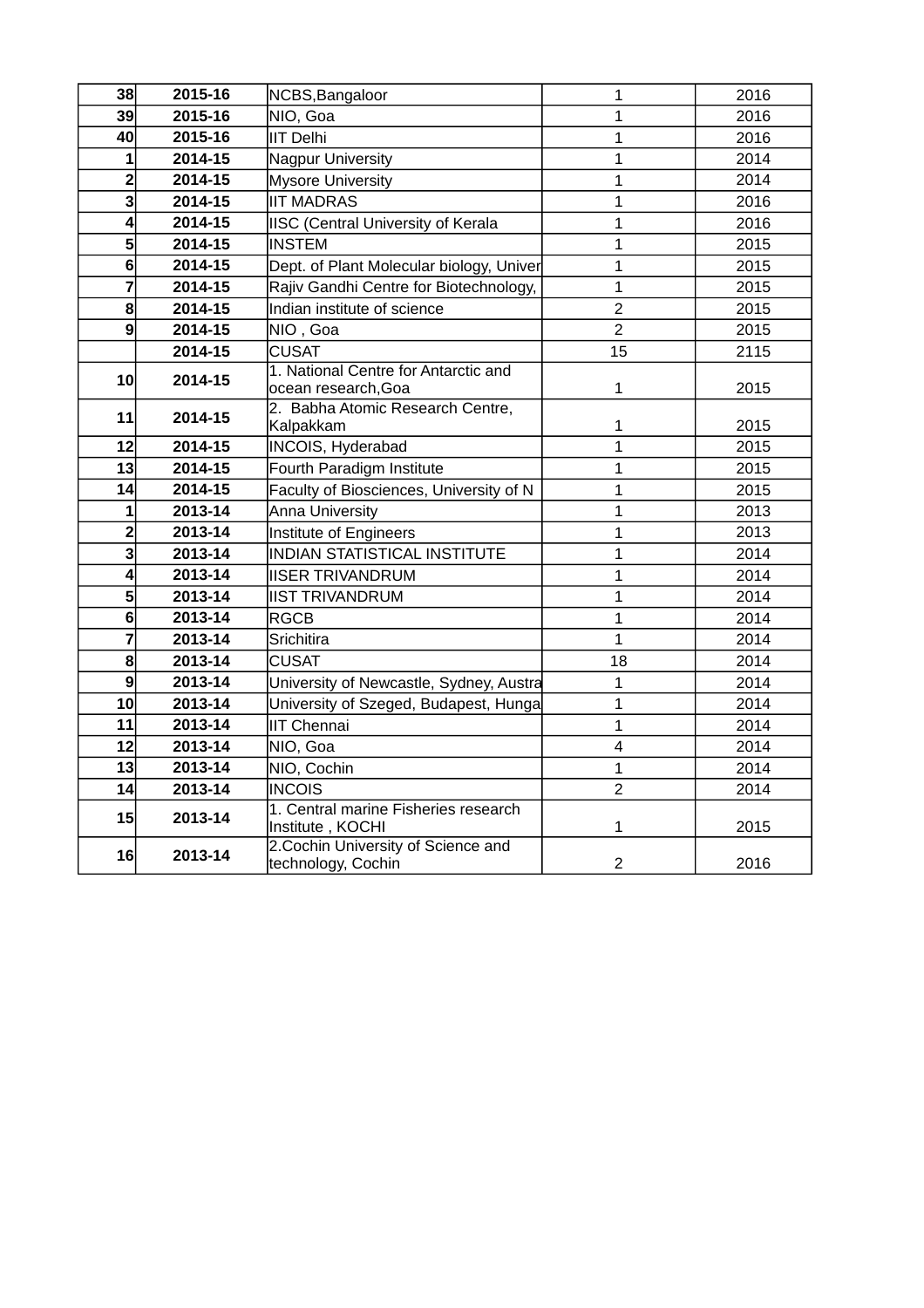| | | | | |
|---|---|---|---|---|
| **38** | **2015-16** | NCBS,Bangaloor | 1 | 2016 |
| **39** | **2015-16** | NIO, Goa | 1 | 2016 |
| **40** | **2015-16** | IIT Delhi | 1 | 2016 |
| **1** | **2014-15** | Nagpur University | 1 | 2014 |
| **2** | **2014-15** | Mysore University | 1 | 2014 |
| **3** | **2014-15** | IIT MADRAS | 1 | 2016 |
| **4** | **2014-15** | IISC (Central University of Kerala | 1 | 2016 |
| **5** | **2014-15** | INSTEM | 1 | 2015 |
| **6** | **2014-15** | Dept. of Plant Molecular biology, Univer | 1 | 2015 |
| **7** | **2014-15** | Rajiv Gandhi Centre for Biotechnology, | 1 | 2015 |
| **8** | **2014-15** | Indian institute of science | 2 | 2015 |
| **9** | **2014-15** | NIO , Goa | 2 | 2015 |
| | **2014-15** | CUSAT | 15 | 2115 |
| **10** | **2014-15** | 1. National Centre for Antarctic and ocean research,Goa | 1 | 2015 |
| **11** | **2014-15** | 2. Babha Atomic Research Centre, Kalpakkam | 1 | 2015 |
| **12** | **2014-15** | INCOIS, Hyderabad | 1 | 2015 |
| **13** | **2014-15** | Fourth Paradigm Institute | 1 | 2015 |
| **14** | **2014-15** | Faculty of Biosciences, University of N | 1 | 2015 |
| **1** | **2013-14** | Anna University | 1 | 2013 |
| **2** | **2013-14** | Institute of Engineers | 1 | 2013 |
| **3** | **2013-14** | INDIAN STATISTICAL INSTITUTE | 1 | 2014 |
| **4** | **2013-14** | IISER TRIVANDRUM | 1 | 2014 |
| **5** | **2013-14** | IIST TRIVANDRUM | 1 | 2014 |
| **6** | **2013-14** | RGCB | 1 | 2014 |
| **7** | **2013-14** | Srichitira | 1 | 2014 |
| **8** | **2013-14** | CUSAT | 18 | 2014 |
| **9** | **2013-14** | University of Newcastle, Sydney, Austra | 1 | 2014 |
| **10** | **2013-14** | University of Szeged, Budapest, Hunga | 1 | 2014 |
| **11** | **2013-14** | IIT Chennai | 1 | 2014 |
| **12** | **2013-14** | NIO, Goa | 4 | 2014 |
| **13** | **2013-14** | NIO, Cochin | 1 | 2014 |
| **14** | **2013-14** | INCOIS | 2 | 2014 |
| **15** | **2013-14** | 1. Central marine Fisheries research Institute , KOCHI | 1 | 2015 |
| **16** | **2013-14** | 2.Cochin University of Science and technology, Cochin | 2 | 2016 |